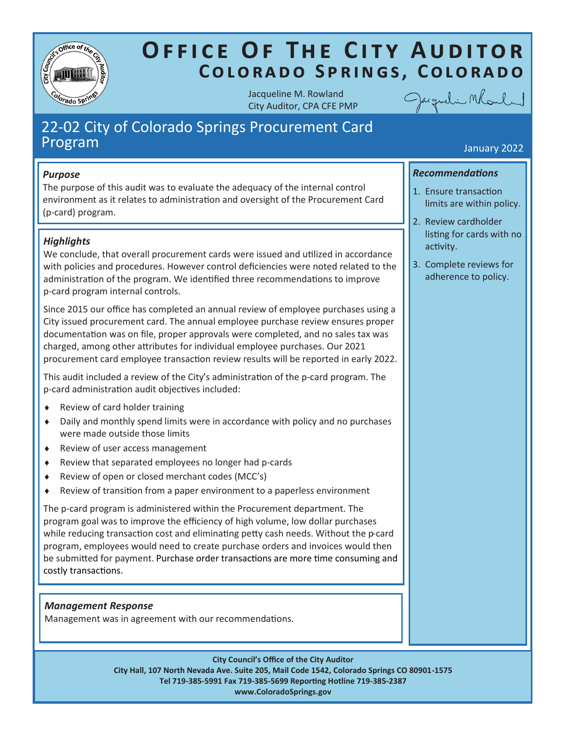# Office Of The City Auditor
## Colorado Springs, Colorado

Jacqueline M. Rowland
City Auditor, CPA CFE PMP

# 22-02 City of Colorado Springs Procurement Card Program

January 2022

### *Purpose*

The purpose of this audit was to evaluate the adequacy of the internal control environment as it relates to administration and oversight of the Procurement Card (p-card) program.

### *Highlights*

We conclude, that overall procurement cards were issued and utilized in accordance with policies and procedures. However control deficiencies were noted related to the administration of the program. We identified three recommendations to improve p-card program internal controls.

Since 2015 our office has completed an annual review of employee purchases using a City issued procurement card. The annual employee purchase review ensures proper documentation was on file, proper approvals were completed, and no sales tax was charged, among other attributes for individual employee purchases. Our 2021 procurement card employee transaction review results will be reported in early 2022.

This audit included a review of the City's administration of the p-card program. The p-card administration audit objectives included:

- Review of card holder training
- Daily and monthly spend limits were in accordance with policy and no purchases were made outside those limits
- Review of user access management
- Review that separated employees no longer had p-cards
- Review of open or closed merchant codes (MCC's)
- Review of transition from a paper environment to a paperless environment

The p-card program is administered within the Procurement department. The program goal was to improve the efficiency of high volume, low dollar purchases while reducing transaction cost and eliminating petty cash needs. Without the p-card program, employees would need to create purchase orders and invoices would then be submitted for payment. Purchase order transactions are more time consuming and costly transactions.

### *Management Response*

Management was in agreement with our recommendations.

### *Recommendations*

1. Ensure transaction limits are within policy.
2. Review cardholder listing for cards with no activity.
3. Complete reviews for adherence to policy.

**City Council's Office of the City Auditor**
**City Hall, 107 North Nevada Ave. Suite 205, Mail Code 1542, Colorado Springs CO 80901-1575**
**Tel 719-385-5991 Fax 719-385-5699 Reporting Hotline 719-385-2387**
**www.ColoradoSprings.gov**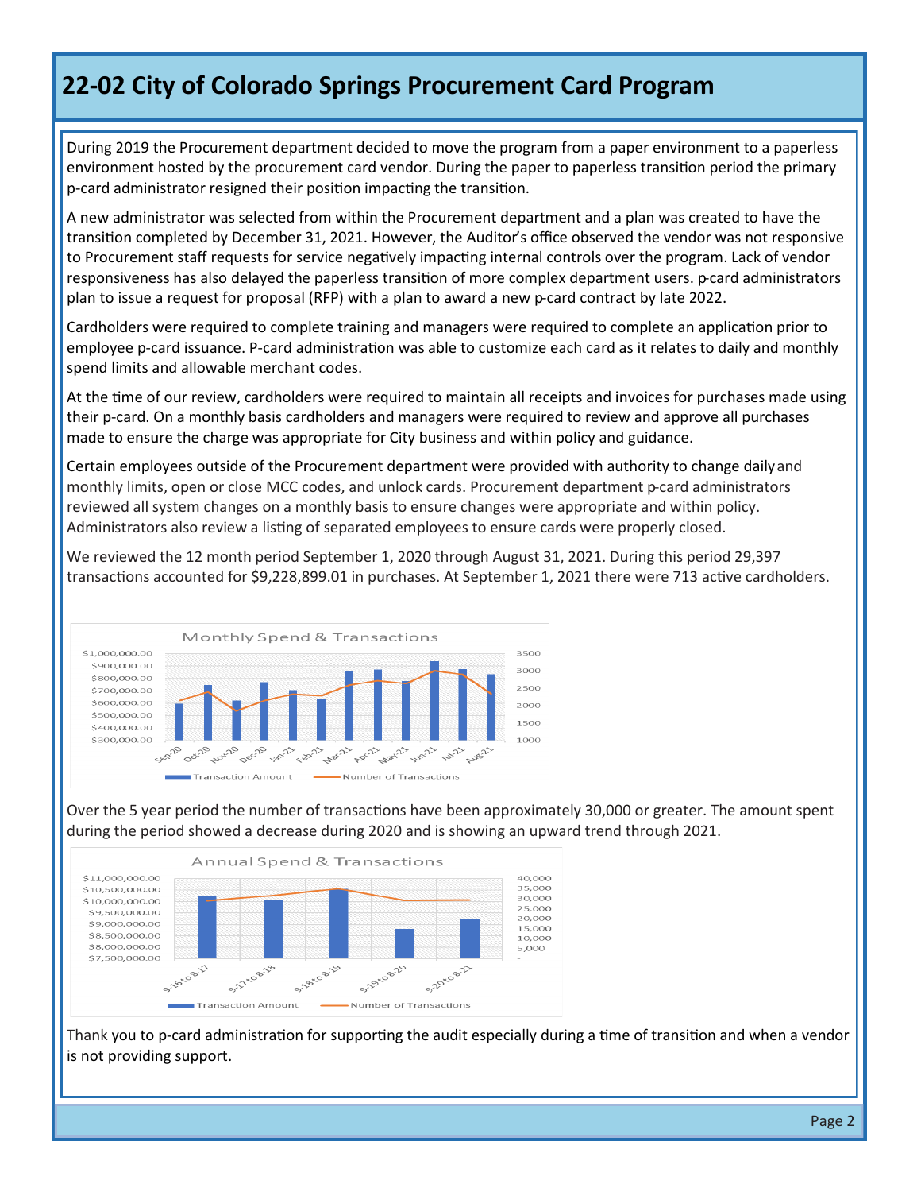# 22-02 City of Colorado Springs Procurement Card Program

During 2019 the Procurement department decided to move the program from a paper environment to a paperless environment hosted by the procurement card vendor. During the paper to paperless transition period the primary p-card administrator resigned their position impacting the transition.

A new administrator was selected from within the Procurement department and a plan was created to have the transition completed by December 31, 2021. However, the Auditor's office observed the vendor was not responsive to Procurement staff requests for service negatively impacting internal controls over the program. Lack of vendor responsiveness has also delayed the paperless transition of more complex department users. p-card administrators plan to issue a request for proposal (RFP) with a plan to award a new p-card contract by late 2022.

Cardholders were required to complete training and managers were required to complete an application prior to employee p-card issuance. P-card administration was able to customize each card as it relates to daily and monthly spend limits and allowable merchant codes.

At the time of our review, cardholders were required to maintain all receipts and invoices for purchases made using their p-card. On a monthly basis cardholders and managers were required to review and approve all purchases made to ensure the charge was appropriate for City business and within policy and guidance.

Certain employees outside of the Procurement department were provided with authority to change daily and monthly limits, open or close MCC codes, and unlock cards. Procurement department p-card administrators reviewed all system changes on a monthly basis to ensure changes were appropriate and within policy. Administrators also review a listing of separated employees to ensure cards were properly closed.

We reviewed the 12 month period September 1, 2020 through August 31, 2021. During this period 29,397 transactions accounted for $9,228,899.01 in purchases. At September 1, 2021 there were 713 active cardholders.

Monthly Spend & Transactions

Over the 5 year period the number of transactions have been approximately 30,000 or greater. The amount spent during the period showed a decrease during 2020 and is showing an upward trend through 2021.

Annual Spend & Transactions

Thank you to p-card administration for supporting the audit especially during a time of transition and when a vendor is not providing support.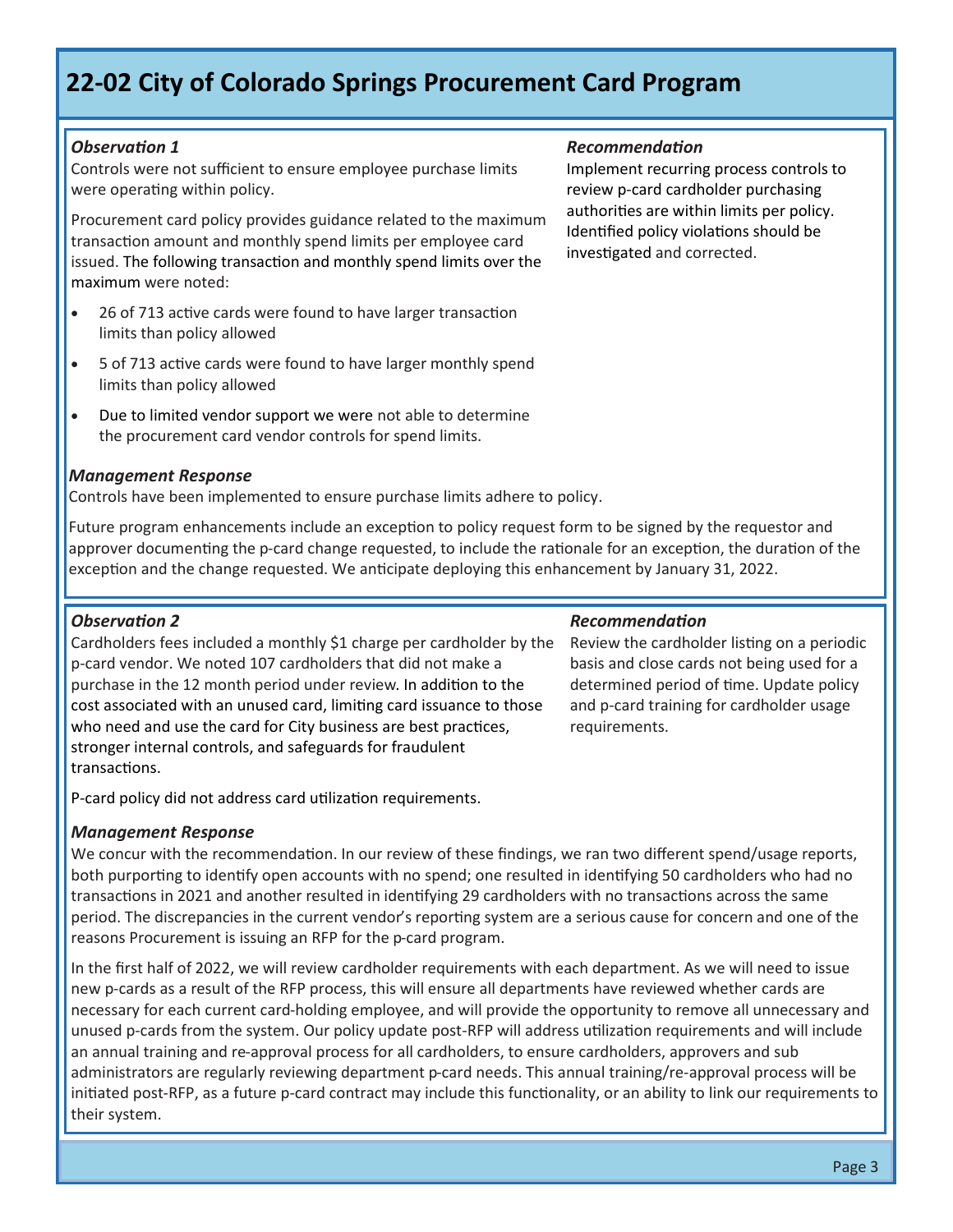# 22-02 City of Colorado Springs Procurement Card Program

### *Observation 1*

Controls were not sufficient to ensure employee purchase limits were operating within policy.

Procurement card policy provides guidance related to the maximum transaction amount and monthly spend limits per employee card issued. The following transaction and monthly spend limits over the maximum were noted:

- 26 of 713 active cards were found to have larger transaction limits than policy allowed
- 5 of 713 active cards were found to have larger monthly spend limits than policy allowed
- Due to limited vendor support we were not able to determine the procurement card vendor controls for spend limits.

### *Recommendation*

Implement recurring process controls to review p-card cardholder purchasing authorities are within limits per policy. Identified policy violations should be investigated and corrected.

### *Management Response*

Controls have been implemented to ensure purchase limits adhere to policy.

Future program enhancements include an exception to policy request form to be signed by the requestor and approver documenting the p-card change requested, to include the rationale for an exception, the duration of the exception and the change requested. We anticipate deploying this enhancement by January 31, 2022.

### *Observation 2*

Cardholders fees included a monthly $1 charge per cardholder by the p-card vendor. We noted 107 cardholders that did not make a purchase in the 12 month period under review. In addition to the cost associated with an unused card, limiting card issuance to those who need and use the card for City business are best practices, stronger internal controls, and safeguards for fraudulent transactions.

P-card policy did not address card utilization requirements.

### *Recommendation*

Review the cardholder listing on a periodic basis and close cards not being used for a determined period of time. Update policy and p-card training for cardholder usage requirements.

### *Management Response*

We concur with the recommendation. In our review of these findings, we ran two different spend/usage reports, both purporting to identify open accounts with no spend; one resulted in identifying 50 cardholders who had no transactions in 2021 and another resulted in identifying 29 cardholders with no transactions across the same period. The discrepancies in the current vendor's reporting system are a serious cause for concern and one of the reasons Procurement is issuing an RFP for the p-card program.

In the first half of 2022, we will review cardholder requirements with each department. As we will need to issue new p-cards as a result of the RFP process, this will ensure all departments have reviewed whether cards are necessary for each current card-holding employee, and will provide the opportunity to remove all unnecessary and unused p-cards from the system. Our policy update post-RFP will address utilization requirements and will include an annual training and re-approval process for all cardholders, to ensure cardholders, approvers and sub administrators are regularly reviewing department p-card needs. This annual training/re-approval process will be initiated post-RFP, as a future p-card contract may include this functionality, or an ability to link our requirements to their system.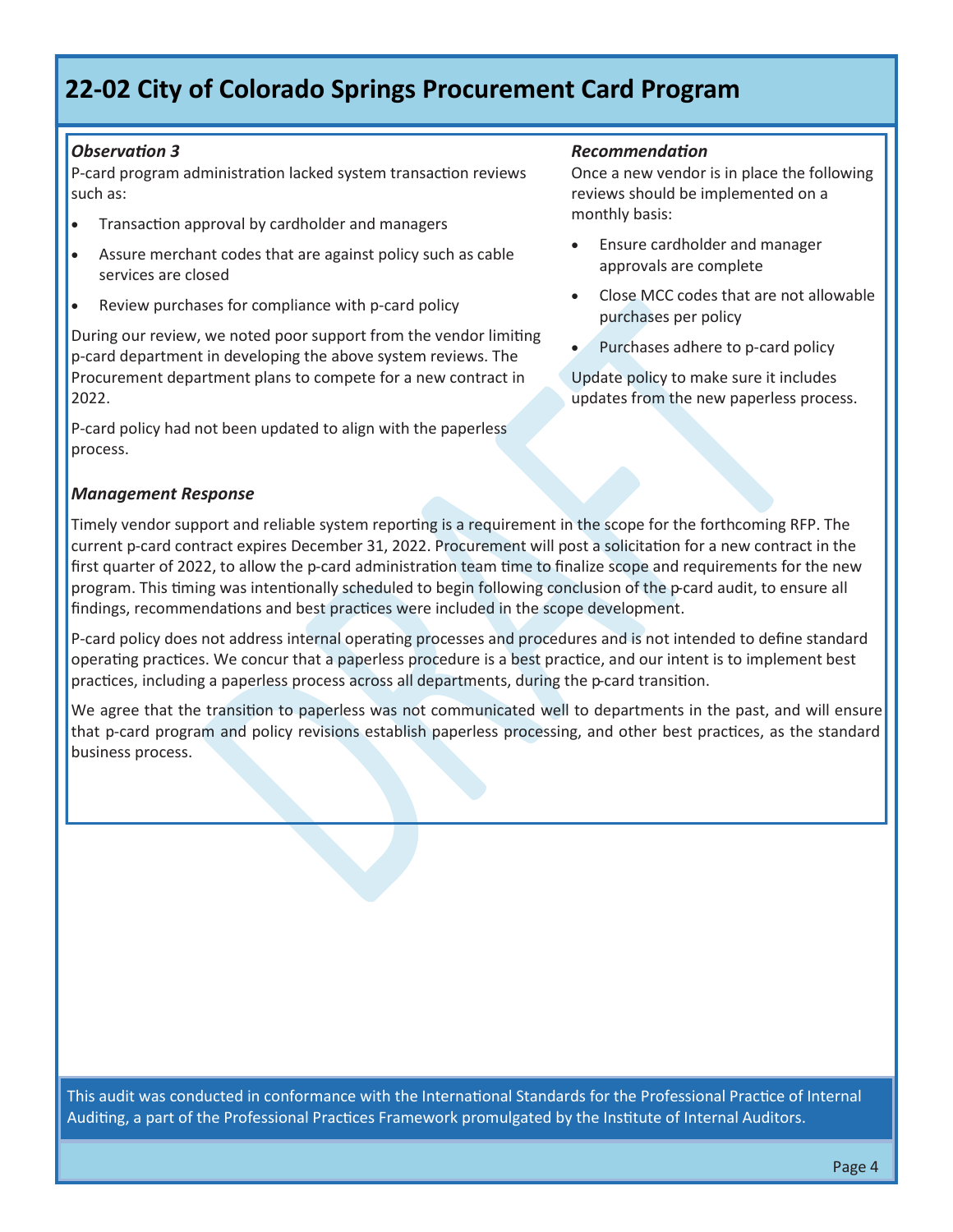# 22-02 City of Colorado Springs Procurement Card Program

### *Observation 3*

P-card program administration lacked system transaction reviews such as:

- Transaction approval by cardholder and managers
- Assure merchant codes that are against policy such as cable services are closed
- Review purchases for compliance with p-card policy

During our review, we noted poor support from the vendor limiting p-card department in developing the above system reviews. The Procurement department plans to compete for a new contract in 2022.

P-card policy had not been updated to align with the paperless process.

### *Recommendation*

Once a new vendor is in place the following reviews should be implemented on a monthly basis:

- Ensure cardholder and manager approvals are complete
- Close MCC codes that are not allowable purchases per policy
- Purchases adhere to p-card policy

Update policy to make sure it includes updates from the new paperless process.

### *Management Response*

Timely vendor support and reliable system reporting is a requirement in the scope for the forthcoming RFP. The current p-card contract expires December 31, 2022. Procurement will post a solicitation for a new contract in the first quarter of 2022, to allow the p-card administration team time to finalize scope and requirements for the new program. This timing was intentionally scheduled to begin following conclusion of the p-card audit, to ensure all findings, recommendations and best practices were included in the scope development.

P-card policy does not address internal operating processes and procedures and is not intended to define standard operating practices. We concur that a paperless procedure is a best practice, and our intent is to implement best practices, including a paperless process across all departments, during the p-card transition.

We agree that the transition to paperless was not communicated well to departments in the past, and will ensure that p-card program and policy revisions establish paperless processing, and other best practices, as the standard business process.

This audit was conducted in conformance with the International Standards for the Professional Practice of Internal Auditing, a part of the Professional Practices Framework promulgated by the Institute of Internal Auditors.